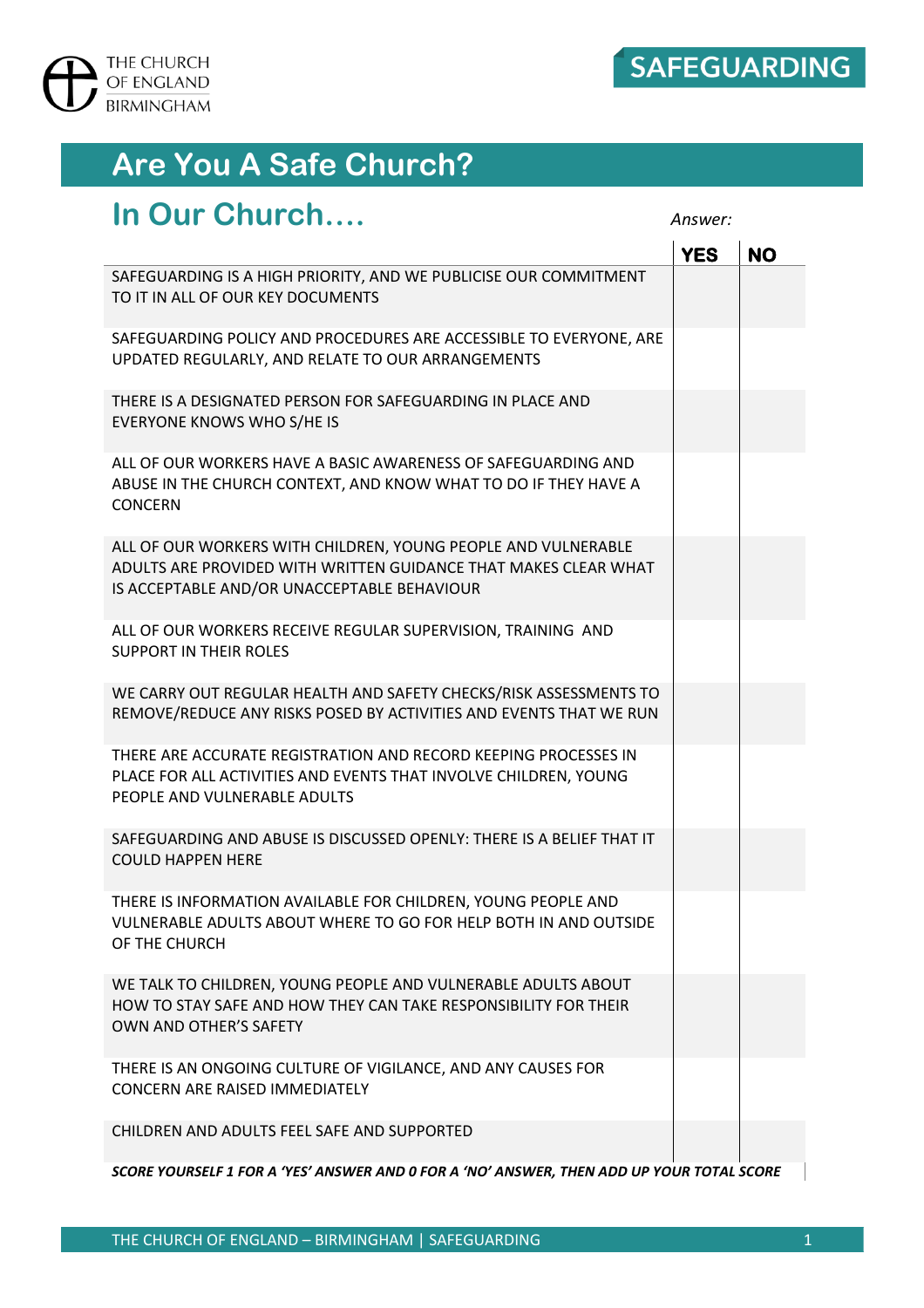THE CHURCH OF ENGLAND BIRMINGHAM

SAFEGUARDING

# Are You A Safe Church?

## In Our Church....

| Answer: | YES | NO |
|---|---|---|
| SAFEGUARDING IS A HIGH PRIORITY, AND WE PUBLICISE OUR COMMITMENT TO IT IN ALL OF OUR KEY DOCUMENTS | | |
| SAFEGUARDING POLICY AND PROCEDURES ARE ACCESSIBLE TO EVERYONE, ARE UPDATED REGULARLY, AND RELATE TO OUR ARRANGEMENTS | | |
| THERE IS A DESIGNATED PERSON FOR SAFEGUARDING IN PLACE AND EVERYONE KNOWS WHO S/HE IS | | |
| ALL OF OUR WORKERS HAVE A BASIC AWARENESS OF SAFEGUARDING AND ABUSE IN THE CHURCH CONTEXT, AND KNOW WHAT TO DO IF THEY HAVE A CONCERN | | |
| ALL OF OUR WORKERS WITH CHILDREN, YOUNG PEOPLE AND VULNERABLE ADULTS ARE PROVIDED WITH WRITTEN GUIDANCE THAT MAKES CLEAR WHAT IS ACCEPTABLE AND/OR UNACCEPTABLE BEHAVIOUR | | |
| ALL OF OUR WORKERS RECEIVE REGULAR SUPERVISION, TRAINING AND SUPPORT IN THEIR ROLES | | |
| WE CARRY OUT REGULAR HEALTH AND SAFETY CHECKS/RISK ASSESSMENTS TO REMOVE/REDUCE ANY RISKS POSED BY ACTIVITIES AND EVENTS THAT WE RUN | | |
| THERE ARE ACCURATE REGISTRATION AND RECORD KEEPING PROCESSES IN PLACE FOR ALL ACTIVITIES AND EVENTS THAT INVOLVE CHILDREN, YOUNG PEOPLE AND VULNERABLE ADULTS | | |
| SAFEGUARDING AND ABUSE IS DISCUSSED OPENLY: THERE IS A BELIEF THAT IT COULD HAPPEN HERE | | |
| THERE IS INFORMATION AVAILABLE FOR CHILDREN, YOUNG PEOPLE AND VULNERABLE ADULTS ABOUT WHERE TO GO FOR HELP BOTH IN AND OUTSIDE OF THE CHURCH | | |
| WE TALK TO CHILDREN, YOUNG PEOPLE AND VULNERABLE ADULTS ABOUT HOW TO STAY SAFE AND HOW THEY CAN TAKE RESPONSIBILITY FOR THEIR OWN AND OTHER'S SAFETY | | |
| THERE IS AN ONGOING CULTURE OF VIGILANCE, AND ANY CAUSES FOR CONCERN ARE RAISED IMMEDIATELY | | |
| CHILDREN AND ADULTS FEEL SAFE AND SUPPORTED | | |

***SCORE YOURSELF 1 FOR A 'YES' ANSWER AND 0 FOR A 'NO' ANSWER, THEN ADD UP YOUR TOTAL SCORE***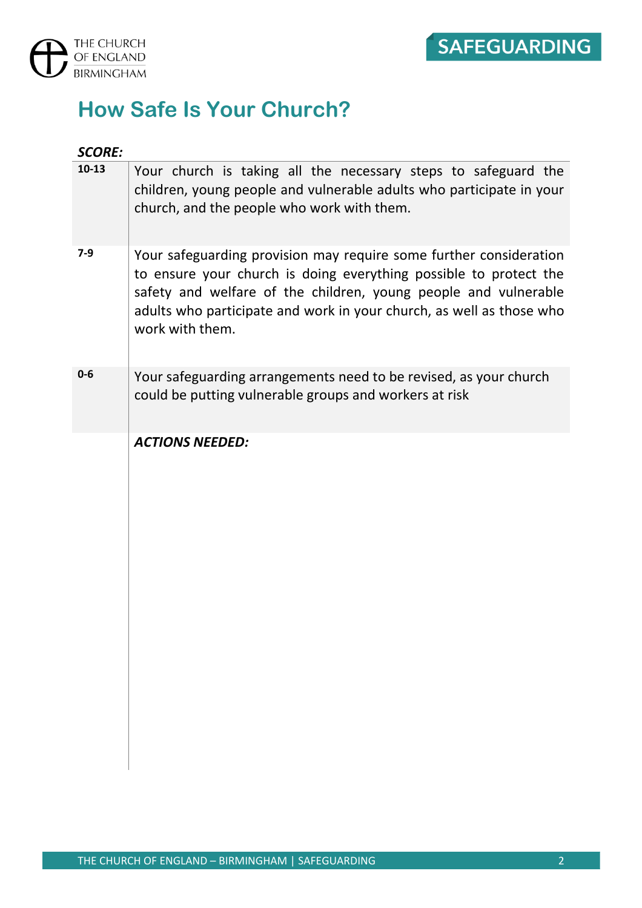# How Safe Is Your Church?

| *SCORE:* | |
|---|---|
| **10-13** | Your church is taking all the necessary steps to safeguard the children, young people and vulnerable adults who participate in your church, and the people who work with them. |
| **7-9** | Your safeguarding provision may require some further consideration to ensure your church is doing everything possible to protect the safety and welfare of the children, young people and vulnerable adults who participate and work in your church, as well as those who work with them. |
| **0-6** | Your safeguarding arrangements need to be revised, as your church could be putting vulnerable groups and workers at risk |
| | ***ACTIONS NEEDED:*** |